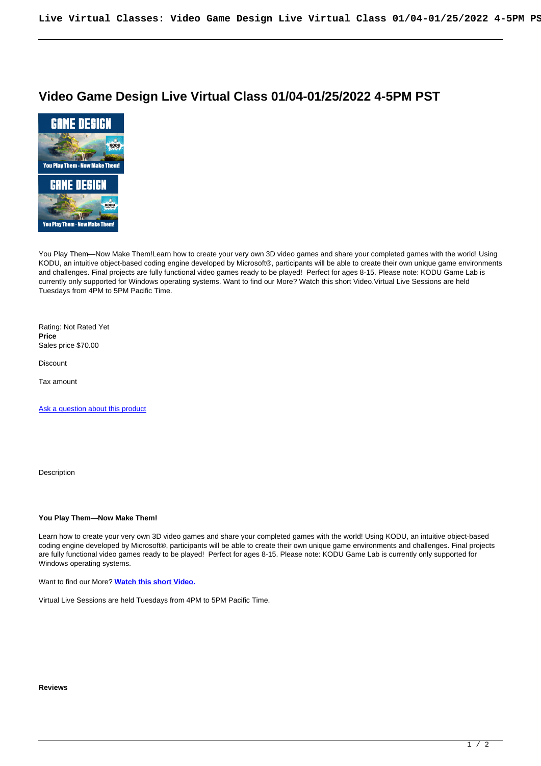# Video Game Design Live Virtual Class 01/04-01/25/2022 4-5PM PST

You Play Them—Now Make Them!Learn how to create your very own 3D video games and share your completed games with the world! Using KODU, an intuitive object-based coding engine developed by Microsoft®, participants will be able to create their own unique game environments and challenges. Final projects are fully functional video games ready to be played!  Perfect for ages 8-15. Please note: KODU Game Lab is currently only supported for Windows operating systems. Want to find our More? Watch this short Video.Virtual Live Sessions are held Tuesdays from 4PM to 5PM Pacific Time.

Rating: Not Rated Yet
**Price**
Sales price $70.00

Discount

Tax amount

[Ask a question about this product]

Description

**You Play Them—Now Make Them!**

Learn how to create your very own 3D video games and share your completed games with the world! Using KODU, an intuitive object-based coding engine developed by Microsoft®, participants will be able to create their own unique game environments and challenges. Final projects are fully functional video games ready to be played!  Perfect for ages 8-15. Please note: KODU Game Lab is currently only supported for Windows operating systems.

Want to find our More? **[Watch this short Video.]**

Virtual Live Sessions are held Tuesdays from 4PM to 5PM Pacific Time.

**Reviews**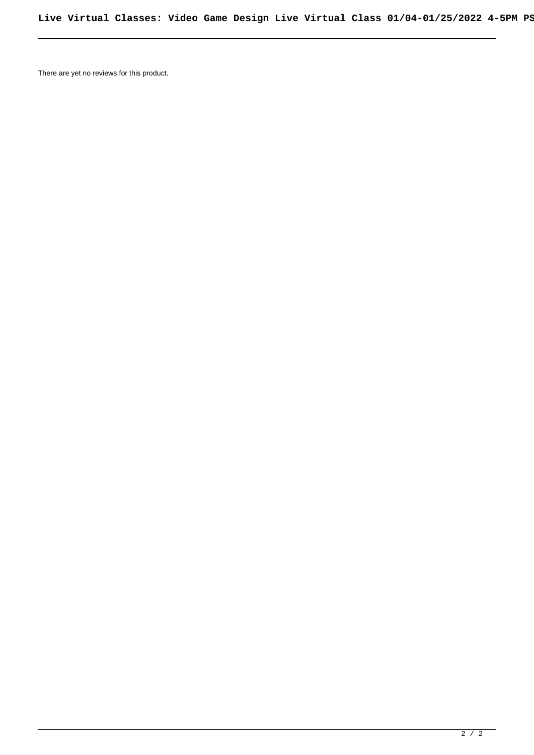There are yet no reviews for this product.